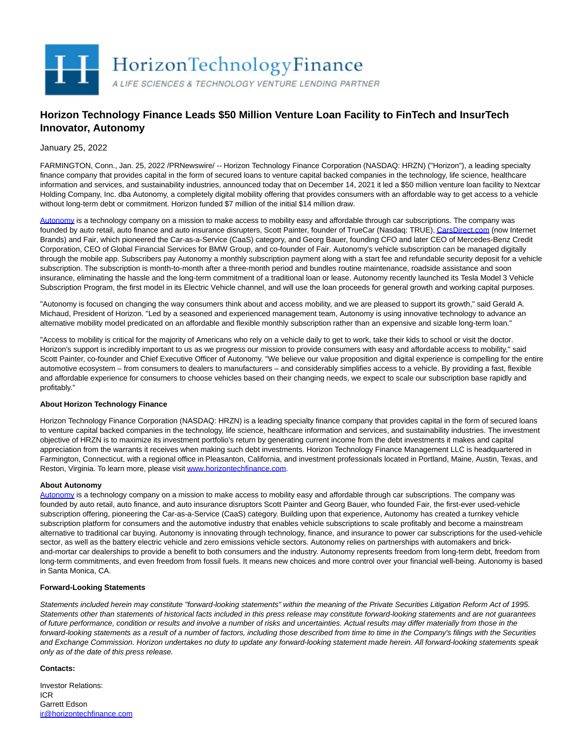# Horizon Technology Finance Leads $50 Million Venture Loan Facility to FinTech and InsurTech Innovator, Autonomy

January 25, 2022

FARMINGTON, Conn., Jan. 25, 2022 /PRNewswire/ -- Horizon Technology Finance Corporation (NASDAQ: HRZN) ("Horizon"), a leading specialty finance company that provides capital in the form of secured loans to venture capital backed companies in the technology, life science, healthcare information and services, and sustainability industries, announced today that on December 14, 2021 it led a $50 million venture loan facility to Nextcar Holding Company, Inc. dba Autonomy, a completely digital mobility offering that provides consumers with an affordable way to get access to a vehicle without long-term debt or commitment. Horizon funded $7 million of the initial $14 million draw.

Autonomy is a technology company on a mission to make access to mobility easy and affordable through car subscriptions. The company was founded by auto retail, auto finance and auto insurance disrupters, Scott Painter, founder of TrueCar (Nasdaq: TRUE), CarsDirect.com (now Internet Brands) and Fair, which pioneered the Car-as-a-Service (CaaS) category, and Georg Bauer, founding CFO and later CEO of Mercedes-Benz Credit Corporation, CEO of Global Financial Services for BMW Group, and co-founder of Fair. Autonomy's vehicle subscription can be managed digitally through the mobile app. Subscribers pay Autonomy a monthly subscription payment along with a start fee and refundable security deposit for a vehicle subscription. The subscription is month-to-month after a three-month period and bundles routine maintenance, roadside assistance and soon insurance, eliminating the hassle and the long-term commitment of a traditional loan or lease. Autonomy recently launched its Tesla Model 3 Vehicle Subscription Program, the first model in its Electric Vehicle channel, and will use the loan proceeds for general growth and working capital purposes.

"Autonomy is focused on changing the way consumers think about and access mobility, and we are pleased to support its growth," said Gerald A. Michaud, President of Horizon. "Led by a seasoned and experienced management team, Autonomy is using innovative technology to advance an alternative mobility model predicated on an affordable and flexible monthly subscription rather than an expensive and sizable long-term loan."

"Access to mobility is critical for the majority of Americans who rely on a vehicle daily to get to work, take their kids to school or visit the doctor. Horizon's support is incredibly important to us as we progress our mission to provide consumers with easy and affordable access to mobility," said Scott Painter, co-founder and Chief Executive Officer of Autonomy. "We believe our value proposition and digital experience is compelling for the entire automotive ecosystem – from consumers to dealers to manufacturers – and considerably simplifies access to a vehicle. By providing a fast, flexible and affordable experience for consumers to choose vehicles based on their changing needs, we expect to scale our subscription base rapidly and profitably."

**About Horizon Technology Finance**

Horizon Technology Finance Corporation (NASDAQ: HRZN) is a leading specialty finance company that provides capital in the form of secured loans to venture capital backed companies in the technology, life science, healthcare information and services, and sustainability industries. The investment objective of HRZN is to maximize its investment portfolio's return by generating current income from the debt investments it makes and capital appreciation from the warrants it receives when making such debt investments. Horizon Technology Finance Management LLC is headquartered in Farmington, Connecticut, with a regional office in Pleasanton, California, and investment professionals located in Portland, Maine, Austin, Texas, and Reston, Virginia. To learn more, please visit www.horizontechfinance.com.

**About Autonomy**

Autonomy is a technology company on a mission to make access to mobility easy and affordable through car subscriptions. The company was founded by auto retail, auto finance, and auto insurance disruptors Scott Painter and Georg Bauer, who founded Fair, the first-ever used-vehicle subscription offering, pioneering the Car-as-a-Service (CaaS) category. Building upon that experience, Autonomy has created a turnkey vehicle subscription platform for consumers and the automotive industry that enables vehicle subscriptions to scale profitably and become a mainstream alternative to traditional car buying. Autonomy is innovating through technology, finance, and insurance to power car subscriptions for the used-vehicle sector, as well as the battery electric vehicle and zero emissions vehicle sectors. Autonomy relies on partnerships with automakers and brick-and-mortar car dealerships to provide a benefit to both consumers and the industry. Autonomy represents freedom from long-term debt, freedom from long-term commitments, and even freedom from fossil fuels. It means new choices and more control over your financial well-being. Autonomy is based in Santa Monica, CA.

**Forward-Looking Statements**

*Statements included herein may constitute "forward-looking statements" within the meaning of the Private Securities Litigation Reform Act of 1995. Statements other than statements of historical facts included in this press release may constitute forward-looking statements and are not guarantees of future performance, condition or results and involve a number of risks and uncertainties. Actual results may differ materially from those in the forward-looking statements as a result of a number of factors, including those described from time to time in the Company's filings with the Securities and Exchange Commission. Horizon undertakes no duty to update any forward-looking statement made herein. All forward-looking statements speak only as of the date of this press release.*

**Contacts:**

Investor Relations:
ICR
Garrett Edson
ir@horizontechfinance.com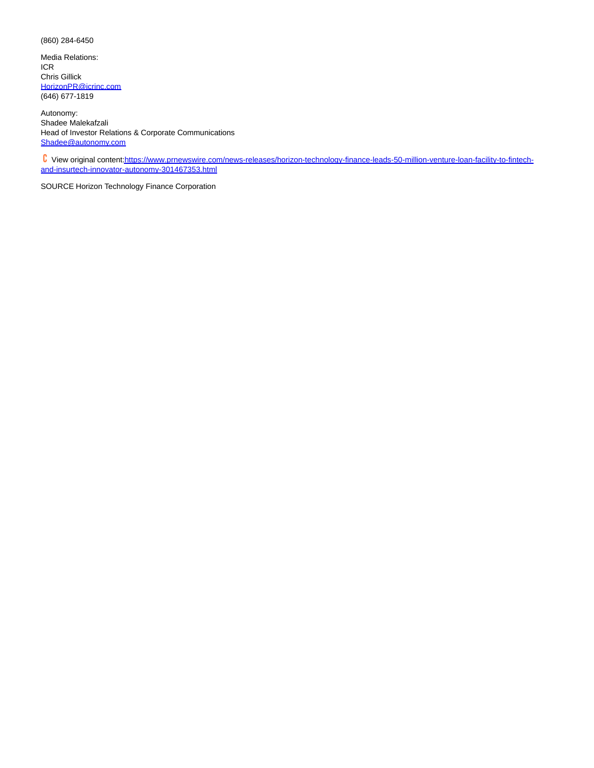(860) 284-6450

Media Relations:
ICR
Chris Gillick
HorizonPR@icrinc.com
(646) 677-1819

Autonomy:
Shadee Malekafzali
Head of Investor Relations & Corporate Communications
Shadee@autonomy.com

View original content: https://www.prnewswire.com/news-releases/horizon-technology-finance-leads-50-million-venture-loan-facility-to-fintech-and-insurtech-innovator-autonomy-301467353.html

SOURCE Horizon Technology Finance Corporation